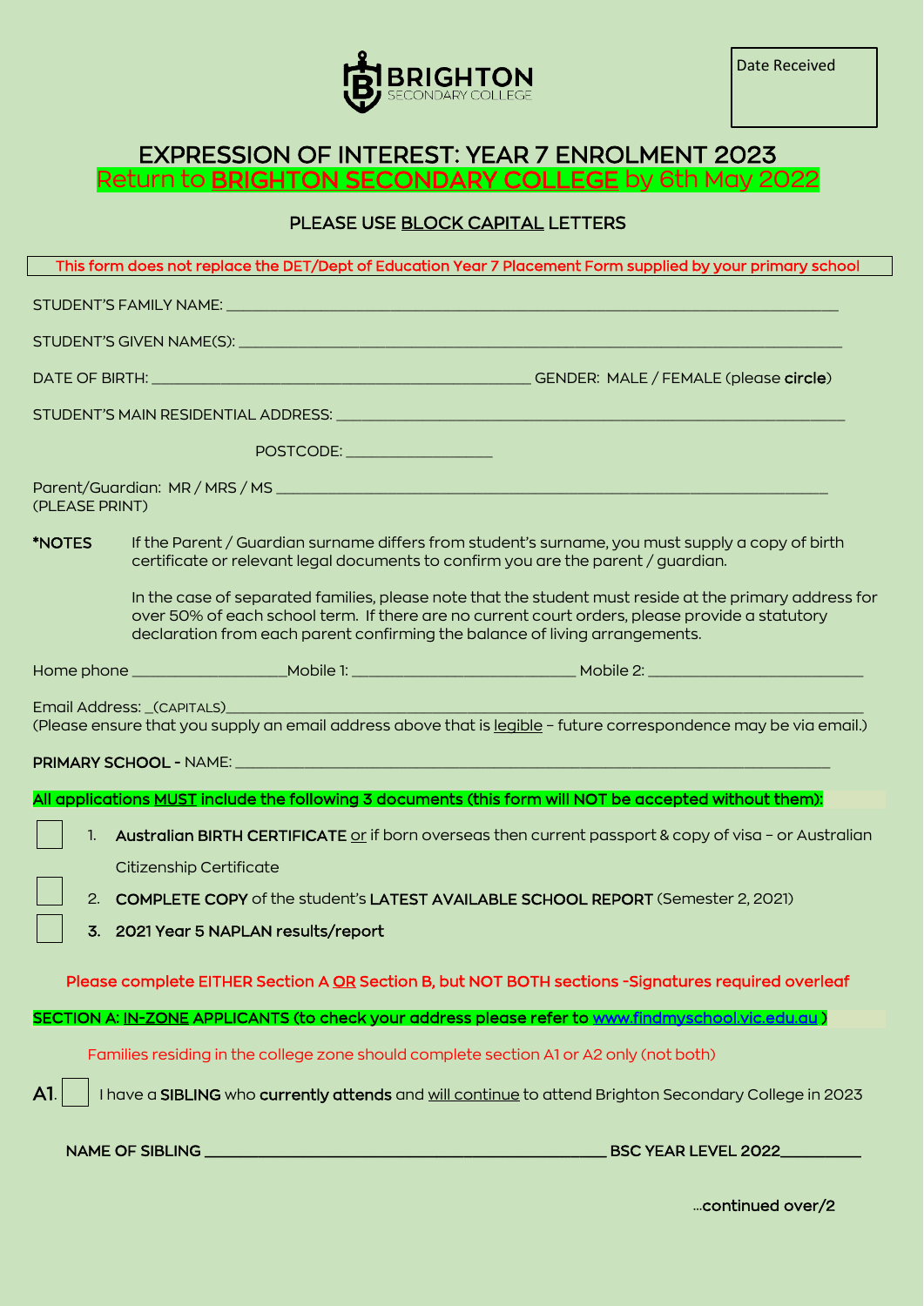BRIGHTON SECONDARY COLLEGE

Date Received

# EXPRESSION OF INTEREST: YEAR 7 ENROLMENT 2023

Return to **BRIGHTON SECONDARY COLLEGE** by 6th May 2022

PLEASE USE BLOCK CAPITAL LETTERS

This form does not replace the DET/Dept of Education Year 7 Placement Form supplied by your primary school

STUDENT'S FAMILY NAME: ______________________________________________

STUDENT'S GIVEN NAME(S): ______________________________________________

DATE OF BIRTH: ______________________________ GENDER: MALE / FEMALE (please **circle**)

STUDENT'S MAIN RESIDENTIAL ADDRESS: ______________________________________________

POSTCODE: ____________

Parent/Guardian: MR / MRS / MS ______________________________________________
(PLEASE PRINT)

**\*NOTES** If the Parent / Guardian surname differs from student's surname, you must supply a copy of birth certificate or relevant legal documents to confirm you are the parent / guardian.

In the case of separated families, please note that the student must reside at the primary address for over 50% of each school term. If there are no current court orders, please provide a statutory declaration from each parent confirming the balance of living arrangements.

Home phone ____________ Mobile 1: ________________ Mobile 2: ________________

Email Address: _(CAPITALS)______________________________________________
(Please ensure that you supply an email address above that is legible – future correspondence may be via email.)

**PRIMARY SCHOOL** - NAME: ______________________________________________

**All applications MUST include the following 3 documents (this form will NOT be accepted without them):**

- ☐ 1. **Australian BIRTH CERTIFICATE** or if born overseas then current passport & copy of visa – or Australian Citizenship Certificate
- ☐ 2. **COMPLETE COPY** of the student's **LATEST AVAILABLE SCHOOL REPORT** (Semester 2, 2021)
- ☐ 3. **2021 Year 5 NAPLAN results/report**

**Please complete EITHER Section A OR Section B, but NOT BOTH sections -Signatures required overleaf**

**SECTION A: IN-ZONE APPLICANTS (to check your address please refer to [www.findmyschool.vic.edu.au](www.findmyschool.vic.edu.au) )**

Families residing in the college zone should complete section A1 or A2 only (not both)

A1. ☐ I have a **SIBLING** who **currently attends** and will continue to attend Brighton Secondary College in 2023

**NAME OF SIBLING** ______________________________ **BSC YEAR LEVEL 2022**________

...continued over/2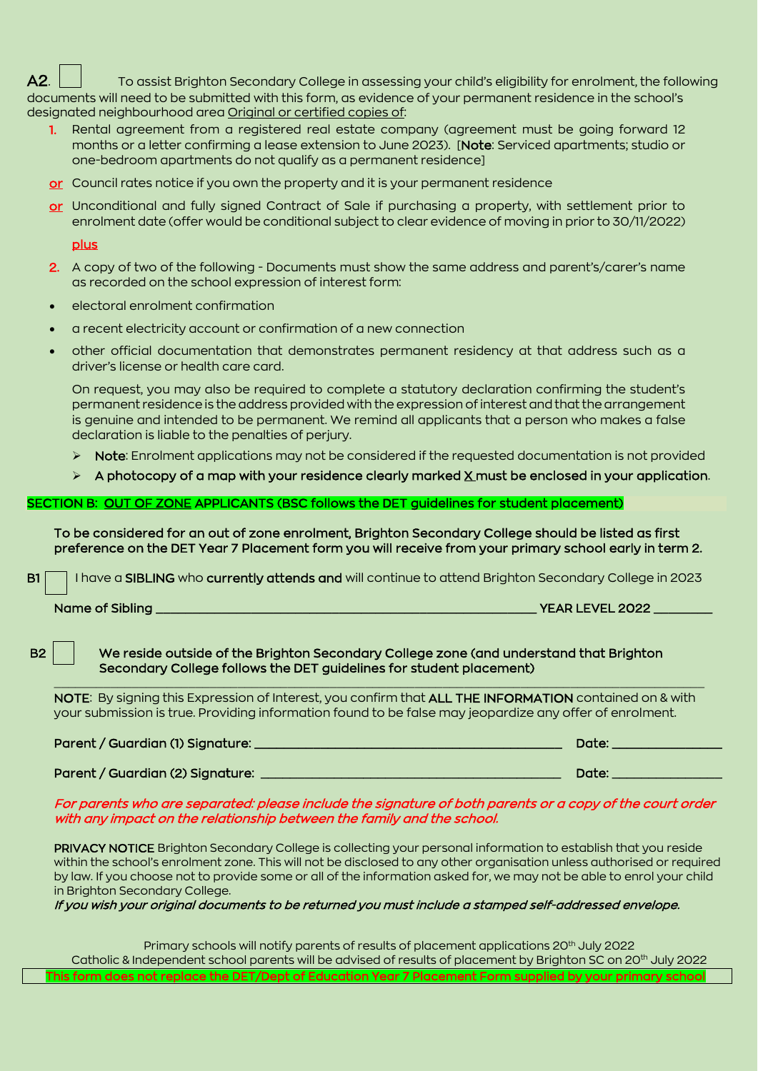**A2.** ☐ To assist Brighton Secondary College in assessing your child's eligibility for enrolment, the following documents will need to be submitted with this form, as evidence of your permanent residence in the school's designated neighbourhood area Original or certified copies of:

1. Rental agreement from a registered real estate company (agreement must be going forward 12 months or a letter confirming a lease extension to June 2023). [**Note**: Serviced apartments; studio or one-bedroom apartments do not qualify as a permanent residence]

   **or** Council rates notice if you own the property and it is your permanent residence

   **or** Unconditional and fully signed Contract of Sale if purchasing a property, with settlement prior to enrolment date (offer would be conditional subject to clear evidence of moving in prior to 30/11/2022)

   **plus**

2. A copy of two of the following - Documents must show the same address and parent's/carer's name as recorded on the school expression of interest form:

- electoral enrolment confirmation
- a recent electricity account or confirmation of a new connection
- other official documentation that demonstrates permanent residency at that address such as a driver's license or health care card.

On request, you may also be required to complete a statutory declaration confirming the student's permanent residence is the address provided with the expression of interest and that the arrangement is genuine and intended to be permanent. We remind all applicants that a person who makes a false declaration is liable to the penalties of perjury.

- **Note**: Enrolment applications may not be considered if the requested documentation is not provided
- **A photocopy of a map with your residence clearly marked X must be enclosed in your application.**

## SECTION B: OUT OF ZONE APPLICANTS (BSC follows the DET guidelines for student placement)

**To be considered for an out of zone enrolment, Brighton Secondary College should be listed as first preference on the DET Year 7 Placement form you will receive from your primary school early in term 2.**

**B1** ☐ I have a **SIBLING** who **currently attends and** will continue to attend Brighton Secondary College in 2023

Name of Sibling ______________________________ YEAR LEVEL 2022 ________

**B2** ☐ **We reside outside of the Brighton Secondary College zone (and understand that Brighton Secondary College follows the DET guidelines for student placement)**

**NOTE**: By signing this Expression of Interest, you confirm that **ALL THE INFORMATION** contained on & with your submission is true. Providing information found to be false may jeopardize any offer of enrolment.

Parent / Guardian (1) Signature: ______________________________ Date: ____________

Parent / Guardian (2) Signature: ______________________________ Date: ____________

*For parents who are separated: please include the signature of both parents or a copy of the court order with any impact on the relationship between the family and the school.*

**PRIVACY NOTICE** Brighton Secondary College is collecting your personal information to establish that you reside within the school's enrolment zone. This will not be disclosed to any other organisation unless authorised or required by law. If you choose not to provide some or all of the information asked for, we may not be able to enrol your child in Brighton Secondary College.
*If you wish your original documents to be returned you must include a stamped self-addressed envelope.*

Primary schools will notify parents of results of placement applications 20th July 2022
Catholic & Independent school parents will be advised of results of placement by Brighton SC on 20th July 2022

This form does not replace the DET/Dept of Education Year 7 Placement Form supplied by your primary school